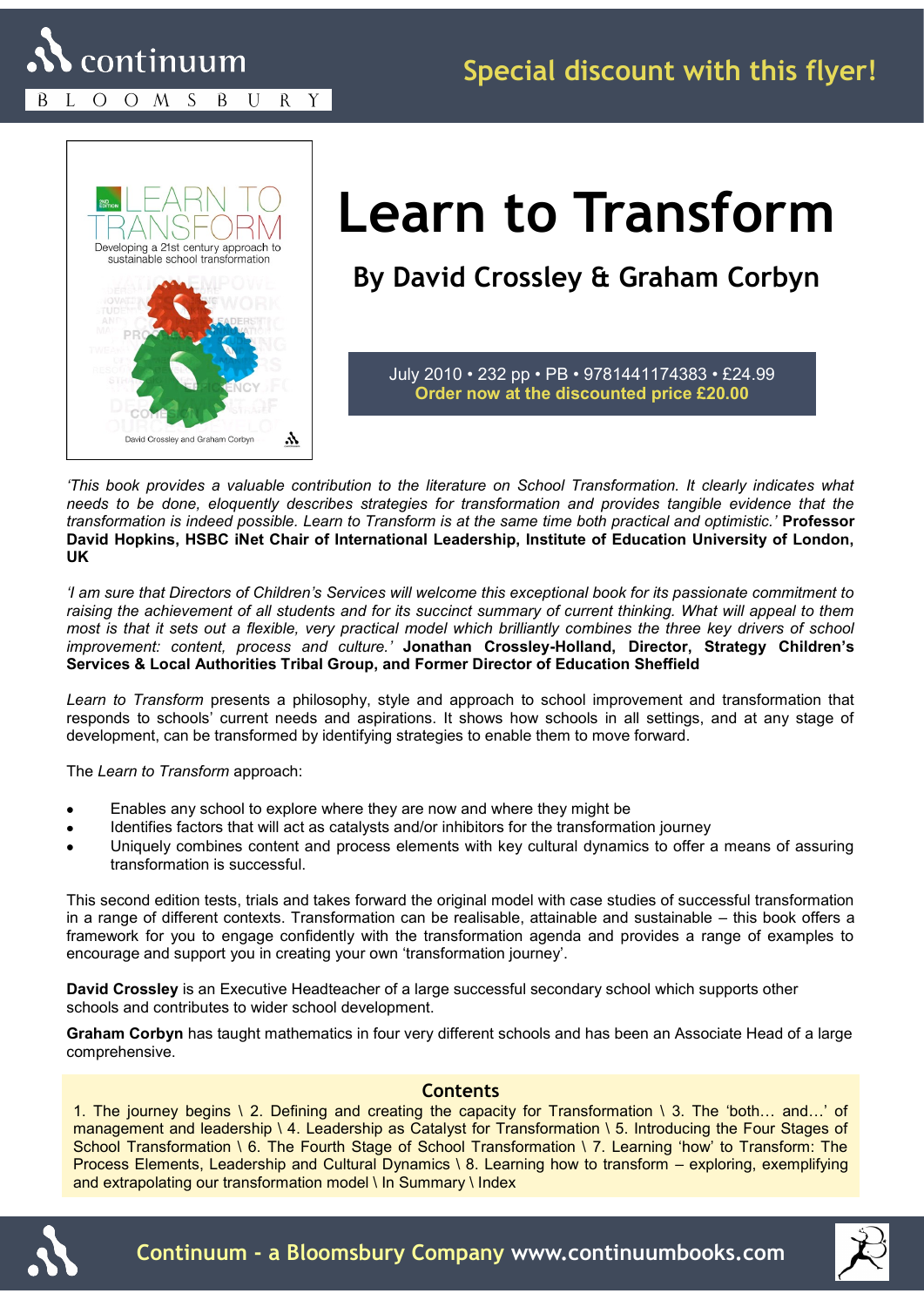continuum

BLOOMSBURY

**Special discount with this flyer!**

# Learn to Transform

## By David Crossley & Graham Corbyn

July 2010 • 232 pp • PB • 9781441174383 • £24.99
**Order now at the discounted price £20.00**

*'This book provides a valuable contribution to the literature on School Transformation. It clearly indicates what needs to be done, eloquently describes strategies for transformation and provides tangible evidence that the transformation is indeed possible. Learn to Transform is at the same time both practical and optimistic.'* **Professor David Hopkins, HSBC iNet Chair of International Leadership, Institute of Education University of London, UK**

*'I am sure that Directors of Children's Services will welcome this exceptional book for its passionate commitment to raising the achievement of all students and for its succinct summary of current thinking. What will appeal to them most is that it sets out a flexible, very practical model which brilliantly combines the three key drivers of school improvement: content, process and culture.'* **Jonathan Crossley-Holland, Director, Strategy Children's Services & Local Authorities Tribal Group, and Former Director of Education Sheffield**

*Learn to Transform* presents a philosophy, style and approach to school improvement and transformation that responds to schools' current needs and aspirations. It shows how schools in all settings, and at any stage of development, can be transformed by identifying strategies to enable them to move forward.

The *Learn to Transform* approach:

- Enables any school to explore where they are now and where they might be
- Identifies factors that will act as catalysts and/or inhibitors for the transformation journey
- Uniquely combines content and process elements with key cultural dynamics to offer a means of assuring transformation is successful.

This second edition tests, trials and takes forward the original model with case studies of successful transformation in a range of different contexts. Transformation can be realisable, attainable and sustainable – this book offers a framework for you to engage confidently with the transformation agenda and provides a range of examples to encourage and support you in creating your own 'transformation journey'.

**David Crossley** is an Executive Headteacher of a large successful secondary school which supports other schools and contributes to wider school development.

**Graham Corbyn** has taught mathematics in four very different schools and has been an Associate Head of a large comprehensive.

### Contents

1. The journey begins \ 2. Defining and creating the capacity for Transformation \ 3. The 'both… and…' of management and leadership \ 4. Leadership as Catalyst for Transformation \ 5. Introducing the Four Stages of School Transformation \ 6. The Fourth Stage of School Transformation \ 7. Learning 'how' to Transform: The Process Elements, Leadership and Cultural Dynamics \ 8. Learning how to transform – exploring, exemplifying and extrapolating our transformation model \ In Summary \ Index

**Continuum - a Bloomsbury Company www.continuumbooks.com**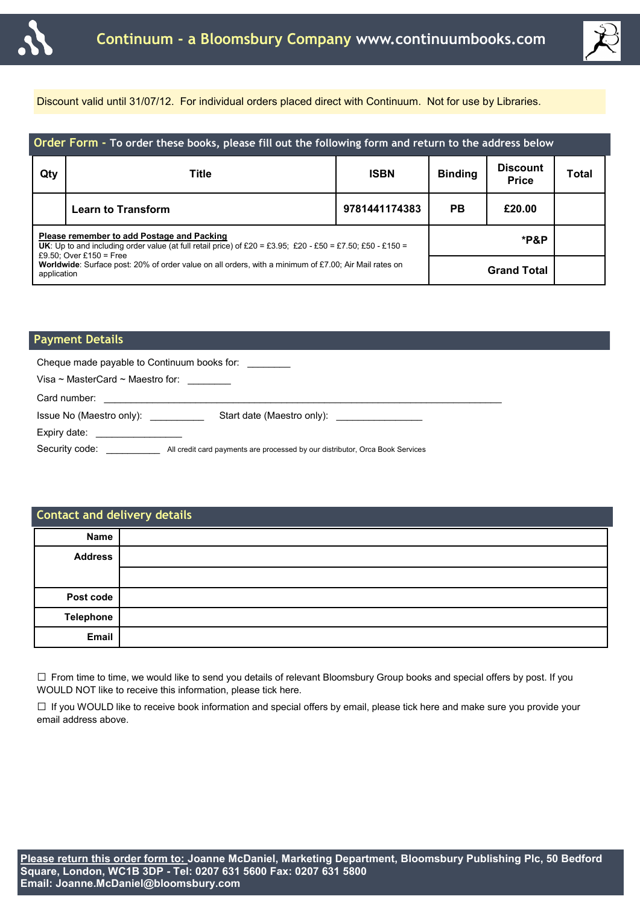## Continuum - a Bloomsbury Company www.continuumbooks.com

Discount valid until 31/07/12. For individual orders placed direct with Continuum. Not for use by Libraries.

## Order Form - To order these books, please fill out the following form and return to the address below

| Qty | Title | ISBN | Binding | Discount Price | Total |
|---|---|---|---|---|---|
| | **Learn to Transform** | 9781441174383 | PB | £20.00 | |
| **Please remember to add Postage and Packing** **UK**: Up to and including order value (at full retail price) of £20 = £3.95; £20 - £50 = £7.50; £50 - £150 = £9.50; Over £150 = Free **Worldwide**: Surface post: 20% of order value on all orders, with a minimum of £7.00; Air Mail rates on application | | | | ***P&P** | |
| | | | | **Grand Total** | |

## Payment Details

Cheque made payable to Continuum books for: ________

Visa ~ MasterCard ~ Maestro for: ________

Card number: ______________________________

Issue No (Maestro only): __________ Start date (Maestro only): ________________

Expiry date: ________________

Security code: __________ All credit card payments are processed by our distributor, Orca Book Services

## Contact and delivery details

| | |
|---|---|
| **Name** | |
| **Address** | |
| | |
| **Post code** | |
| **Telephone** | |
| **Email** | |

☐ From time to time, we would like to send you details of relevant Bloomsbury Group books and special offers by post. If you WOULD NOT like to receive this information, please tick here.

☐ If you WOULD like to receive book information and special offers by email, please tick here and make sure you provide your email address above.

**Please return this order form to: Joanne McDaniel, Marketing Department, Bloomsbury Publishing Plc, 50 Bedford Square, London, WC1B 3DP - Tel: 0207 631 5600 Fax: 0207 631 5800**
**Email: Joanne.McDaniel@bloomsbury.com**